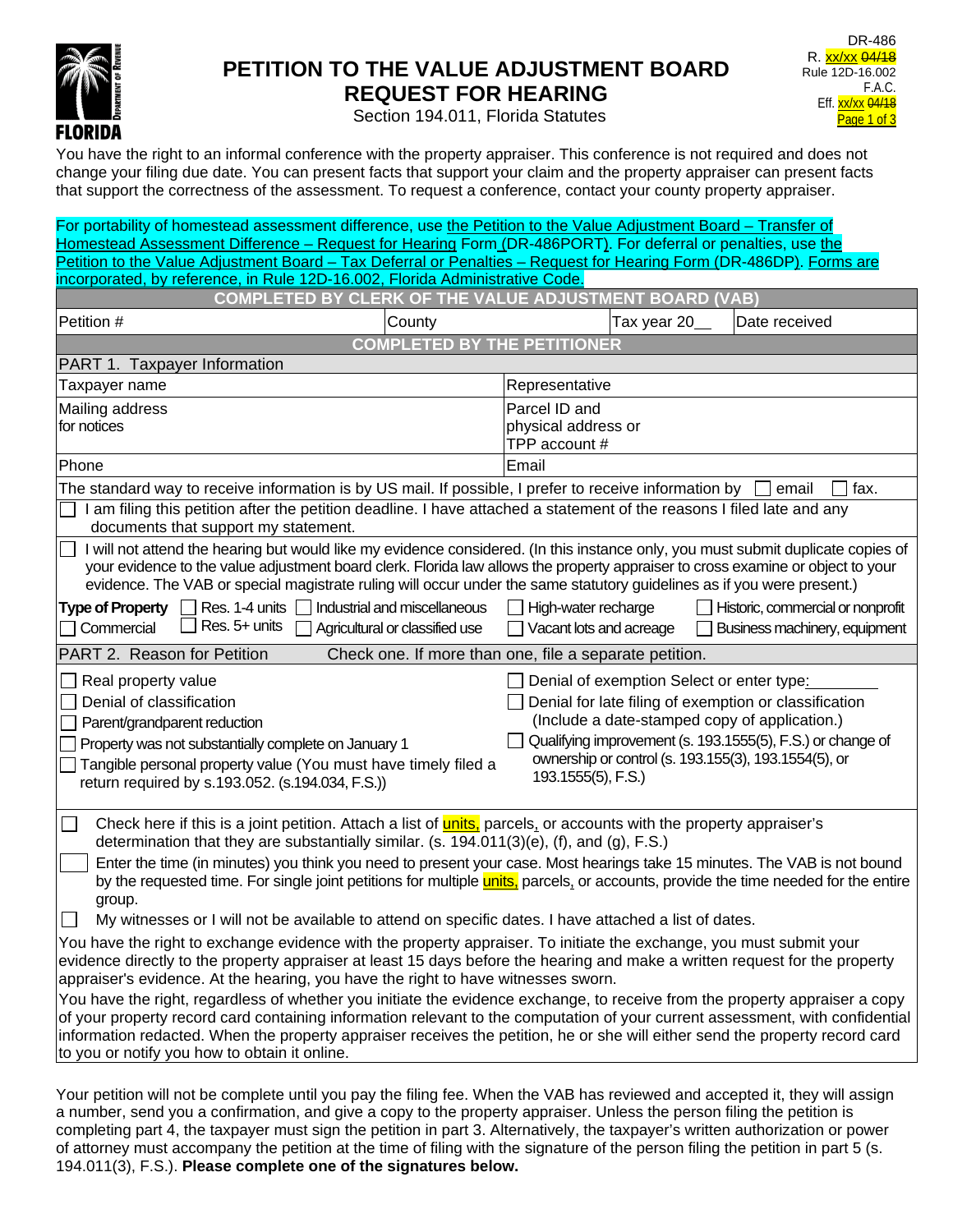DR-486
R. xx/xx 04/18
Rule 12D-16.002
F.A.C.
Eff. xx/xx 04/18

FLORIDA Department of Revenue

# PETITION TO THE VALUE ADJUSTMENT BOARD REQUEST FOR HEARING

Section 194.011, Florida Statutes

You have the right to an informal conference with the property appraiser. This conference is not required and does not change your filing due date. You can present facts that support your claim and the property appraiser can present facts that support the correctness of the assessment. To request a conference, contact your county property appraiser.

For portability of homestead assessment difference, use the Petition to the Value Adjustment Board – Transfer of Homestead Assessment Difference – Request for Hearing Form (DR-486PORT). For deferral or penalties, use the Petition to the Value Adjustment Board – Tax Deferral or Penalties – Request for Hearing Form (DR-486DP). Forms are incorporated, by reference, in Rule 12D-16.002, Florida Administrative Code.

**COMPLETED BY CLERK OF THE VALUE ADJUSTMENT BOARD (VAB)**

| Petition # | County | Tax year 20__ | Date received |
|---|---|---|---|

**COMPLETED BY THE PETITIONER**

**PART 1. Taxpayer Information**

| | |
|---|---|
| Taxpayer name | Representative |
| Mailing address for notices | Parcel ID and physical address or TPP account # |
| Phone | Email |

The standard way to receive information is by US mail. If possible, I prefer to receive information by ☐ email ☐ fax.

☐ I am filing this petition after the petition deadline. I have attached a statement of the reasons I filed late and any documents that support my statement.

☐ I will not attend the hearing but would like my evidence considered. (In this instance only, you must submit duplicate copies of your evidence to the value adjustment board clerk. Florida law allows the property appraiser to cross examine or object to your evidence. The VAB or special magistrate ruling will occur under the same statutory guidelines as if you were present.)

**Type of Property** ☐ Res. 1-4 units ☐ Industrial and miscellaneous ☐ High-water recharge ☐ Historic, commercial or nonprofit ☐ Commercial ☐ Res. 5+ units ☐ Agricultural or classified use ☐ Vacant lots and acreage ☐ Business machinery, equipment

**PART 2. Reason for Petition** Check one. If more than one, file a separate petition.

☐ Real property value
☐ Denial of classification
☐ Parent/grandparent reduction
☐ Property was not substantially complete on January 1
☐ Tangible personal property value (You must have timely filed a return required by s.193.052. (s.194.034, F.S.))
☐ Denial of exemption Select or enter type: ________
☐ Denial for late filing of exemption or classification (Include a date-stamped copy of application.)
☐ Qualifying improvement (s. 193.1555(5), F.S.) or change of ownership or control (s. 193.155(3), 193.1554(5), or 193.1555(5), F.S.)

☐ Check here if this is a joint petition. Attach a list of units, parcels, or accounts with the property appraiser's determination that they are substantially similar. (s. 194.011(3)(e), (f), and (g), F.S.)

☐ Enter the time (in minutes) you think you need to present your case. Most hearings take 15 minutes. The VAB is not bound by the requested time. For single joint petitions for multiple units, parcels, or accounts, provide the time needed for the entire group.

☐ My witnesses or I will not be available to attend on specific dates. I have attached a list of dates.

You have the right to exchange evidence with the property appraiser. To initiate the exchange, you must submit your evidence directly to the property appraiser at least 15 days before the hearing and make a written request for the property appraiser's evidence. At the hearing, you have the right to have witnesses sworn.

You have the right, regardless of whether you initiate the evidence exchange, to receive from the property appraiser a copy of your property record card containing information relevant to the computation of your current assessment, with confidential information redacted. When the property appraiser receives the petition, he or she will either send the property record card to you or notify you how to obtain it online.

Your petition will not be complete until you pay the filing fee. When the VAB has reviewed and accepted it, they will assign a number, send you a confirmation, and give a copy to the property appraiser. Unless the person filing the petition is completing part 4, the taxpayer must sign the petition in part 3. Alternatively, the taxpayer's written authorization or power of attorney must accompany the petition at the time of filing with the signature of the person filing the petition in part 5 (s. 194.011(3), F.S.). **Please complete one of the signatures below.**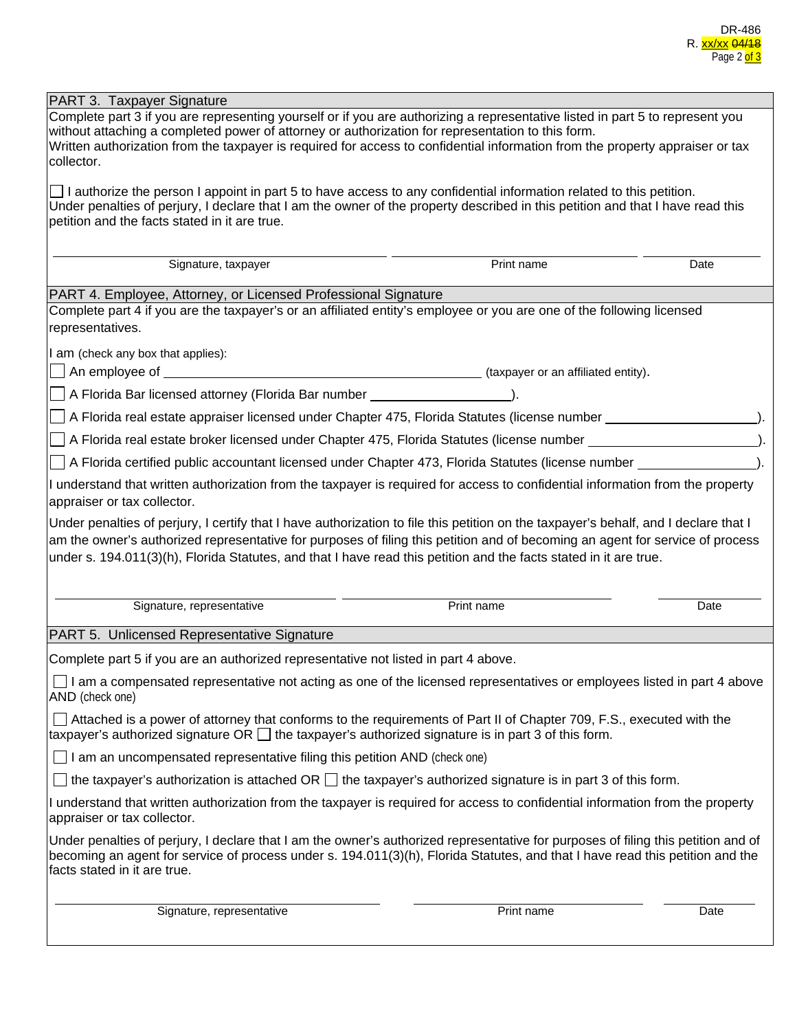## PART 3. Taxpayer Signature

Complete part 3 if you are representing yourself or if you are authorizing a representative listed in part 5 to represent you without attaching a completed power of attorney or authorization for representation to this form.
Written authorization from the taxpayer is required for access to confidential information from the property appraiser or tax collector.

☐ I authorize the person I appoint in part 5 to have access to any confidential information related to this petition.
Under penalties of perjury, I declare that I am the owner of the property described in this petition and that I have read this petition and the facts stated in it are true.

| Signature, taxpayer | Print name | Date |
|---|---|---|
| | | |

## PART 4. Employee, Attorney, or Licensed Professional Signature

Complete part 4 if you are the taxpayer's or an affiliated entity's employee or you are one of the following licensed representatives.

I am (check any box that applies):

☐ An employee of ______________________________ (taxpayer or an affiliated entity).

☐ A Florida Bar licensed attorney (Florida Bar number ______________).

☐ A Florida real estate appraiser licensed under Chapter 475, Florida Statutes (license number ______________).

☐ A Florida real estate broker licensed under Chapter 475, Florida Statutes (license number ______________).

☐ A Florida certified public accountant licensed under Chapter 473, Florida Statutes (license number ______________).

I understand that written authorization from the taxpayer is required for access to confidential information from the property appraiser or tax collector.

Under penalties of perjury, I certify that I have authorization to file this petition on the taxpayer's behalf, and I declare that I am the owner's authorized representative for purposes of filing this petition and of becoming an agent for service of process under s. 194.011(3)(h), Florida Statutes, and that I have read this petition and the facts stated in it are true.

| Signature, representative | Print name | Date |
|---|---|---|
| | | |

## PART 5. Unlicensed Representative Signature

Complete part 5 if you are an authorized representative not listed in part 4 above.

☐ I am a compensated representative not acting as one of the licensed representatives or employees listed in part 4 above AND (check one)

☐ Attached is a power of attorney that conforms to the requirements of Part II of Chapter 709, F.S., executed with the taxpayer's authorized signature OR ☐ the taxpayer's authorized signature is in part 3 of this form.

☐ I am an uncompensated representative filing this petition AND (check one)

☐ the taxpayer's authorization is attached OR ☐ the taxpayer's authorized signature is in part 3 of this form.

I understand that written authorization from the taxpayer is required for access to confidential information from the property appraiser or tax collector.

Under penalties of perjury, I declare that I am the owner's authorized representative for purposes of filing this petition and of becoming an agent for service of process under s. 194.011(3)(h), Florida Statutes, and that I have read this petition and the facts stated in it are true.

| Signature, representative | Print name | Date |
|---|---|---|
| | | |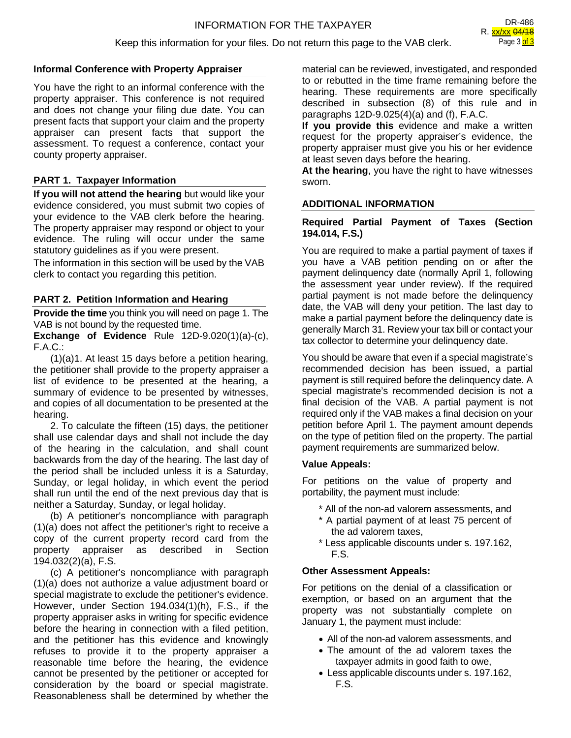# INFORMATION FOR THE TAXPAYER

Keep this information for your files. Do not return this page to the VAB clerk.

## Informal Conference with Property Appraiser

You have the right to an informal conference with the property appraiser. This conference is not required and does not change your filing due date. You can present facts that support your claim and the property appraiser can present facts that support the assessment. To request a conference, contact your county property appraiser.

## PART 1. Taxpayer Information

**If you will not attend the hearing** but would like your evidence considered, you must submit two copies of your evidence to the VAB clerk before the hearing. The property appraiser may respond or object to your evidence. The ruling will occur under the same statutory guidelines as if you were present.

The information in this section will be used by the VAB clerk to contact you regarding this petition.

## PART 2. Petition Information and Hearing

**Provide the time** you think you will need on page 1. The VAB is not bound by the requested time.

**Exchange of Evidence** Rule 12D-9.020(1)(a)-(c), F.A.C.:

(1)(a)1. At least 15 days before a petition hearing, the petitioner shall provide to the property appraiser a list of evidence to be presented at the hearing, a summary of evidence to be presented by witnesses, and copies of all documentation to be presented at the hearing.

2. To calculate the fifteen (15) days, the petitioner shall use calendar days and shall not include the day of the hearing in the calculation, and shall count backwards from the day of the hearing. The last day of the period shall be included unless it is a Saturday, Sunday, or legal holiday, in which event the period shall run until the end of the next previous day that is neither a Saturday, Sunday, or legal holiday.

(b) A petitioner's noncompliance with paragraph (1)(a) does not affect the petitioner's right to receive a copy of the current property record card from the property appraiser as described in Section 194.032(2)(a), F.S.

(c) A petitioner's noncompliance with paragraph (1)(a) does not authorize a value adjustment board or special magistrate to exclude the petitioner's evidence. However, under Section 194.034(1)(h), F.S., if the property appraiser asks in writing for specific evidence before the hearing in connection with a filed petition, and the petitioner has this evidence and knowingly refuses to provide it to the property appraiser a reasonable time before the hearing, the evidence cannot be presented by the petitioner or accepted for consideration by the board or special magistrate. Reasonableness shall be determined by whether the material can be reviewed, investigated, and responded to or rebutted in the time frame remaining before the hearing. These requirements are more specifically described in subsection (8) of this rule and in paragraphs 12D-9.025(4)(a) and (f), F.A.C.

**If you provide this** evidence and make a written request for the property appraiser's evidence, the property appraiser must give you his or her evidence at least seven days before the hearing.

**At the hearing**, you have the right to have witnesses sworn.

## ADDITIONAL INFORMATION

### Required Partial Payment of Taxes (Section 194.014, F.S.)

You are required to make a partial payment of taxes if you have a VAB petition pending on or after the payment delinquency date (normally April 1, following the assessment year under review). If the required partial payment is not made before the delinquency date, the VAB will deny your petition. The last day to make a partial payment before the delinquency date is generally March 31. Review your tax bill or contact your tax collector to determine your delinquency date.

You should be aware that even if a special magistrate's recommended decision has been issued, a partial payment is still required before the delinquency date. A special magistrate's recommended decision is not a final decision of the VAB. A partial payment is not required only if the VAB makes a final decision on your petition before April 1. The payment amount depends on the type of petition filed on the property. The partial payment requirements are summarized below.

### Value Appeals:

For petitions on the value of property and portability, the payment must include:

- All of the non-ad valorem assessments, and
- A partial payment of at least 75 percent of the ad valorem taxes,
- Less applicable discounts under s. 197.162, F.S.

### Other Assessment Appeals:

For petitions on the denial of a classification or exemption, or based on an argument that the property was not substantially complete on January 1, the payment must include:

- All of the non-ad valorem assessments, and
- The amount of the ad valorem taxes the taxpayer admits in good faith to owe,
- Less applicable discounts under s. 197.162, F.S.